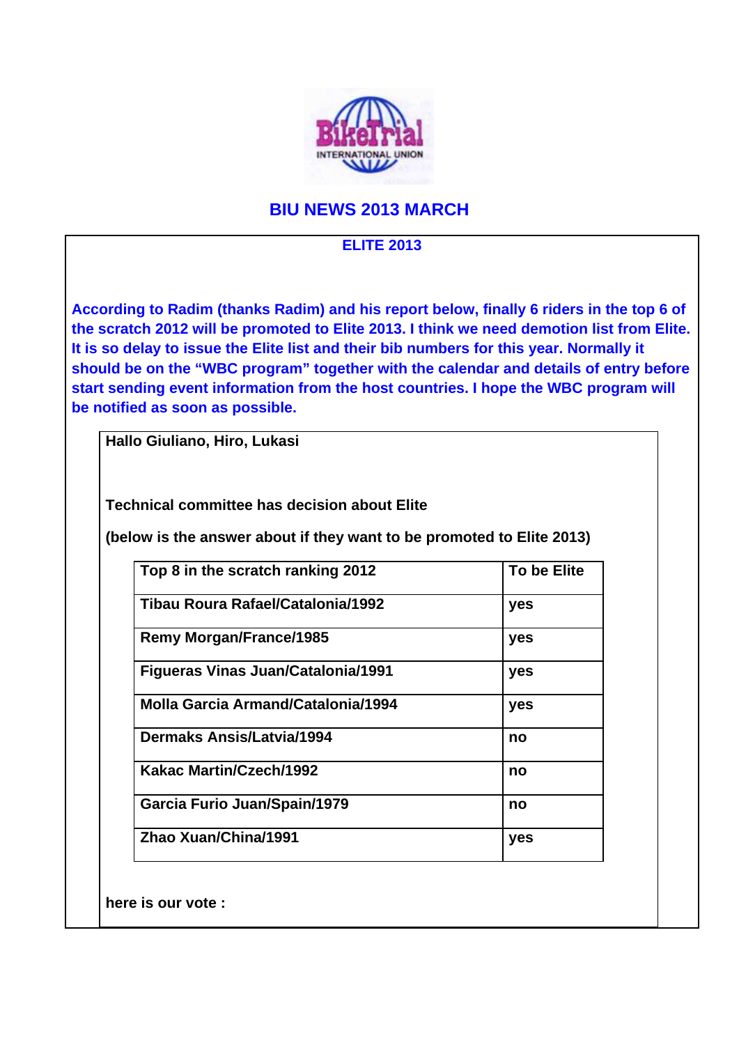# BIU NEWS 2013 MARCH

## ELITE 2013

**According to Radim (thanks Radim) and his report below, finally 6 riders in the top 6 of the scratch 2012 will be promoted to Elite 2013. I think we need demotion list from Elite. It is so delay to issue the Elite list and their bib numbers for this year. Normally it should be on the "WBC program" together with the calendar and details of entry before start sending event information from the host countries. I hope the WBC program will be notified as soon as possible.**

**Hallo Giuliano, Hiro, Lukasi**

**Technical committee has decision about Elite**

**(below is the answer about if they want to be promoted to Elite 2013)**

| Top 8 in the scratch ranking 2012 | To be Elite |
|---|---|
| Tibau Roura Rafael/Catalonia/1992 | yes |
| Remy Morgan/France/1985 | yes |
| Figueras Vinas Juan/Catalonia/1991 | yes |
| Molla Garcia Armand/Catalonia/1994 | yes |
| Dermaks Ansis/Latvia/1994 | no |
| Kakac Martin/Czech/1992 | no |
| Garcia Furio Juan/Spain/1979 | no |
| Zhao Xuan/China/1991 | yes |

**here is our vote :**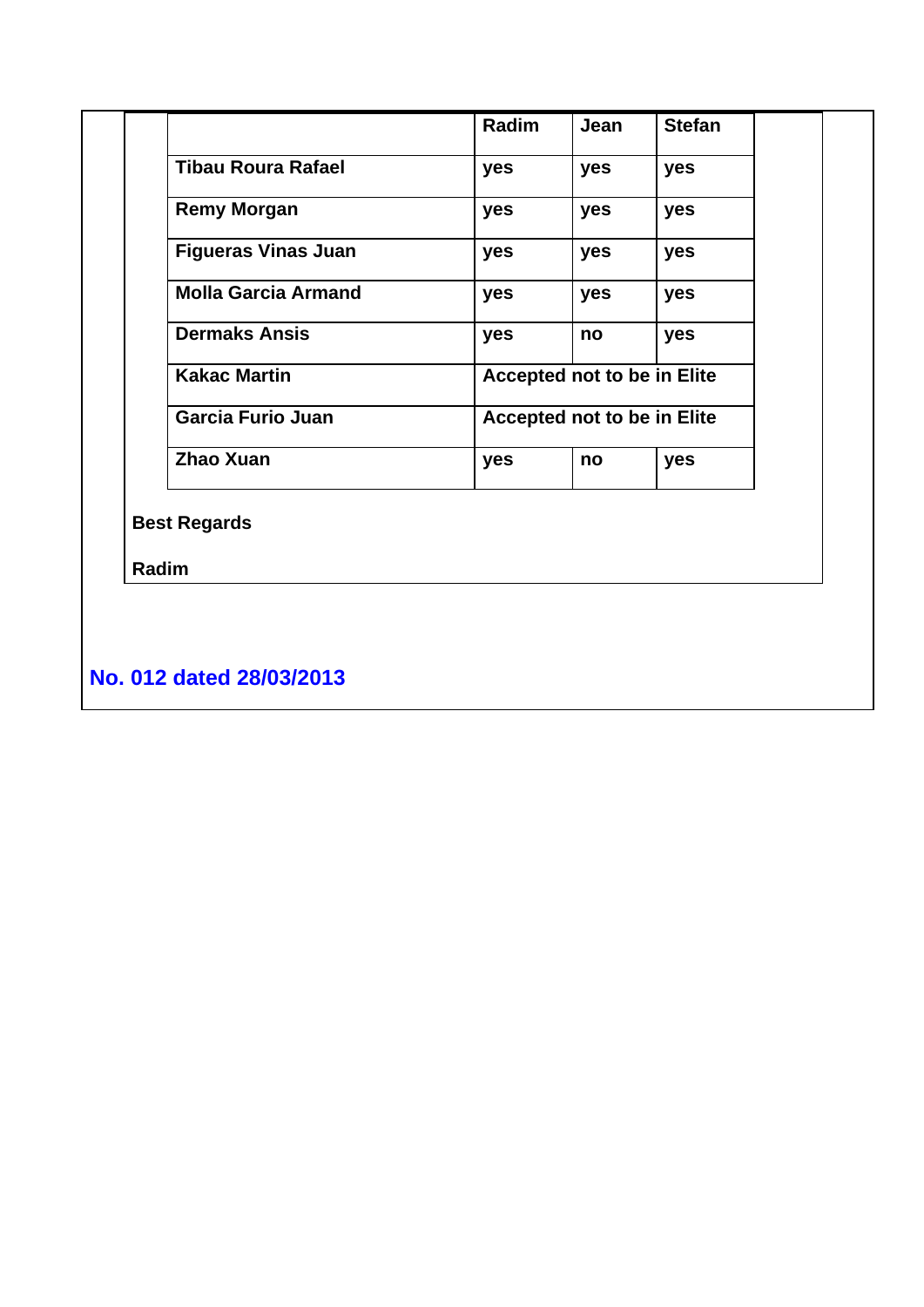| | Radim | Jean | Stefan |
|---|---|---|---|
| **Tibau Roura Rafael** | **yes** | **yes** | **yes** |
| **Remy Morgan** | **yes** | **yes** | **yes** |
| **Figueras Vinas Juan** | **yes** | **yes** | **yes** |
| **Molla Garcia Armand** | **yes** | **yes** | **yes** |
| **Dermaks Ansis** | **yes** | **no** | **yes** |
| **Kakac Martin** | **Accepted not to be in Elite** | | |
| **Garcia Furio Juan** | **Accepted not to be in Elite** | | |
| **Zhao Xuan** | **yes** | **no** | **yes** |

**Best Regards**

**Radim**

**No. 012 dated 28/03/2013**